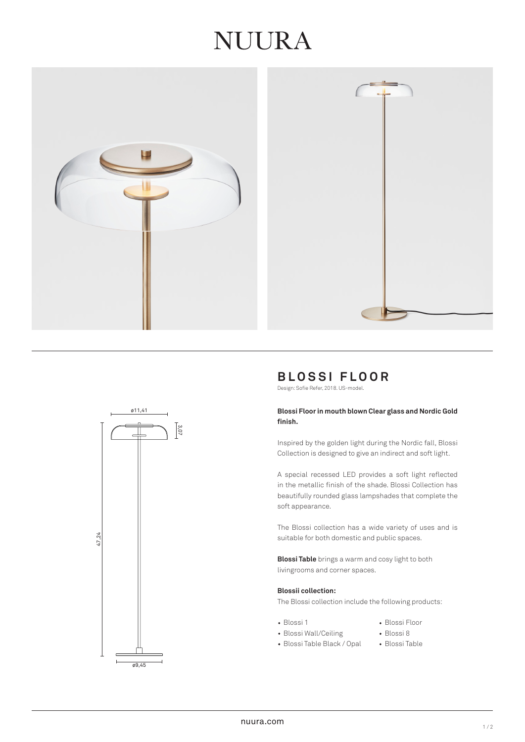# NUURA

ø11,41

3,07

47,24

ø9,45

## BLOSSI FLOOR

Design: Sofie Refer, 2018. US-model.

**Blossi Floor in mouth blown Clear glass and Nordic Gold finish.**

Inspired by the golden light during the Nordic fall, Blossi Collection is designed to give an indirect and soft light.

A special recessed LED provides a soft light reflected in the metallic finish of the shade. Blossi Collection has beautifully rounded glass lampshades that complete the soft appearance.

The Blossi collection has a wide variety of uses and is suitable for both domestic and public spaces.

**Blossi Table** brings a warm and cosy light to both livingrooms and corner spaces.

**Blossii collection:**

The Blossi collection include the following products:

- Blossi 1
- Blossi Wall/Ceiling
- Blossi Table Black / Opal
- Blossi Floor
- Blossi 8
- Blossi Table

nuura.com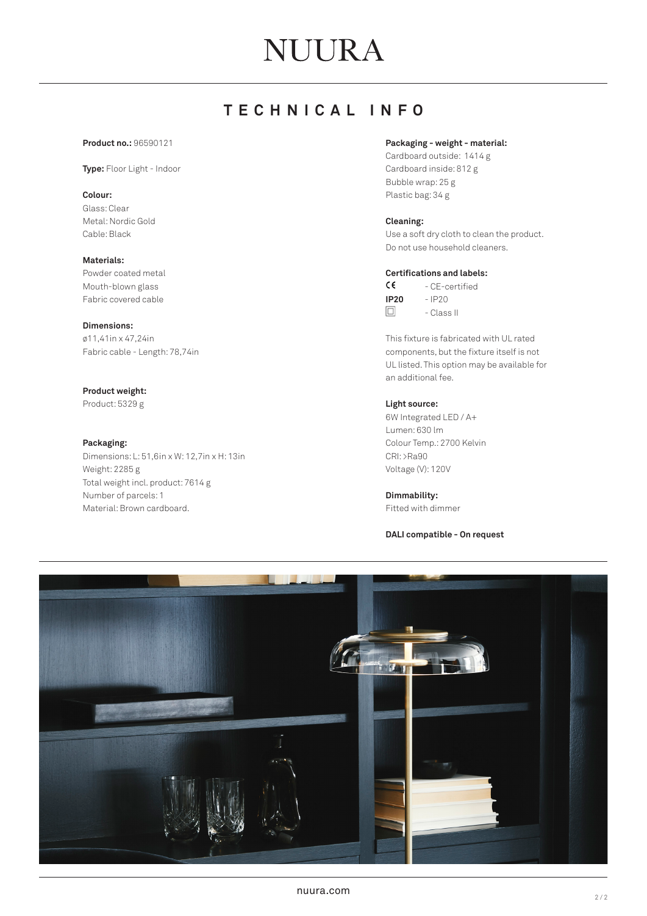# NUURA

## TECHNICAL INFO

**Product no.:** 96590121

**Type:** Floor Light - Indoor

**Colour:**
Glass: Clear
Metal: Nordic Gold
Cable: Black

**Materials:**
Powder coated metal
Mouth-blown glass
Fabric covered cable

**Dimensions:**
ø11,41in x 47,24in
Fabric cable - Length: 78,74in

**Product weight:**
Product: 5329 g

**Packaging:**
Dimensions: L: 51,6in x W: 12,7in x H: 13in
Weight: 2285 g
Total weight incl. product: 7614 g
Number of parcels: 1
Material: Brown cardboard.

**Packaging - weight - material:**
Cardboard outside: 1414 g
Cardboard inside: 812 g
Bubble wrap: 25 g
Plastic bag: 34 g

**Cleaning:**
Use a soft dry cloth to clean the product.
Do not use household cleaners.

**Certifications and labels:**
CE - CE-certified
**IP20** - IP20
⧈ - Class II

This fixture is fabricated with UL rated components, but the fixture itself is not UL listed. This option may be available for an additional fee.

**Light source:**
6W Integrated LED / A+
Lumen: 630 lm
Colour Temp.: 2700 Kelvin
CRI: >Ra90
Voltage (V): 120V

**Dimmability:**
Fitted with dimmer

**DALI compatible - On request**

nuura.com